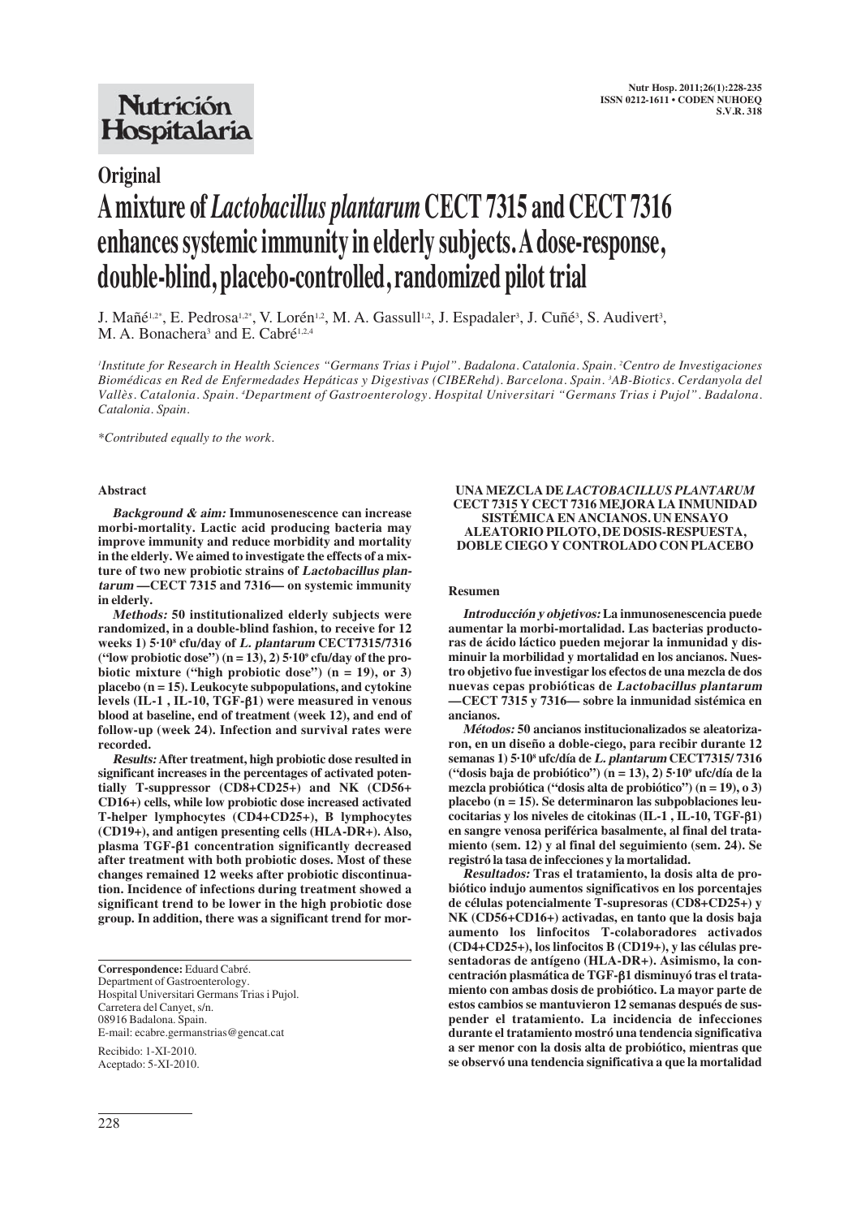Original

# A mixture of *Lactobacillus plantarum* CECT 7315 and CECT 7316 enhances systemic immunity in elderly subjects. A dose-response, double-blind, placebo-controlled, randomized pilot trial

J. Mañé[1,2*], E. Pedrosa[1,2*], V. Lorén[1,2], M. A. Gassull[1,2], J. Espadaler[3], J. Cuñé[3], S. Audivert[3], M. A. Bonachera[3] and E. Cabré[1,2,4]

[1]Institute for Research in Health Sciences "Germans Trias i Pujol". Badalona. Catalonia. Spain. [2]Centro de Investigaciones Biomédicas en Red de Enfermedades Hepáticas y Digestivas (CIBERehd). Barcelona. Spain. [3]AB-Biotics. Cerdanyola del Vallès. Catalonia. Spain. [4]Department of Gastroenterology. Hospital Universitari "Germans Trias i Pujol". Badalona. Catalonia. Spain.

*Contributed equally to the work.

## Abstract

***Background & aim:*** **Immunosenescence can increase morbi-mortality. Lactic acid producing bacteria may improve immunity and reduce morbidity and mortality in the elderly. We aimed to investigate the effects of a mixture of two new probiotic strains of *Lactobacillus plantarum* —CECT 7315 and 7316— on systemic immunity in elderly.**

***Methods:*** **50 institutionalized elderly subjects were randomized, in a double-blind fashion, to receive for 12 weeks 1) $5 \cdot 10^8$ cfu/day of *L. plantarum* CECT7315/7316 ("low probiotic dose") (n = 13), 2) $5 \cdot 10^9$ cfu/day of the probiotic mixture ("high probiotic dose") (n = 19), or 3) placebo (n = 15). Leukocyte subpopulations, and cytokine levels (IL-1 , IL-10, TGF-β1) were measured in venous blood at baseline, end of treatment (week 12), and end of follow-up (week 24). Infection and survival rates were recorded.**

***Results:*** **After treatment, high probiotic dose resulted in significant increases in the percentages of activated potentially T-suppressor (CD8+CD25+) and NK (CD56+ CD16+) cells, while low probiotic dose increased activated T-helper lymphocytes (CD4+CD25+), B lymphocytes (CD19+), and antigen presenting cells (HLA-DR+). Also, plasma TGF-β1 concentration significantly decreased after treatment with both probiotic doses. Most of these changes remained 12 weeks after probiotic discontinuation. Incidence of infections during treatment showed a significant trend to be lower in the high probiotic dose group. In addition, there was a significant trend for mor-**

**Correspondence:** Eduard Cabré.
Department of Gastroenterology.
Hospital Universitari Germans Trias i Pujol.
Carretera del Canyet, s/n.
08916 Badalona. Spain.
E-mail: ecabre.germanstrias@gencat.cat

Recibido: 1-XI-2010.
Aceptado: 5-XI-2010.

### UNA MEZCLA DE *LACTOBACILLUS PLANTARUM* CECT 7315 Y CECT 7316 MEJORA LA INMUNIDAD SISTÉMICA EN ANCIANOS. UN ENSAYO ALEATORIO PILOTO, DE DOSIS-RESPUESTA, DOBLE CIEGO Y CONTROLADO CON PLACEBO

## Resumen

***Introducción y objetivos:*** **La inmunosenescencia puede aumentar la morbi-mortalidad. Las bacterias productoras de ácido láctico pueden mejorar la inmunidad y disminuir la morbilidad y mortalidad en los ancianos. Nuestro objetivo fue investigar los efectos de una mezcla de dos nuevas cepas probióticas de *Lactobacillus plantarum* —CECT 7315 y 7316— sobre la inmunidad sistémica en ancianos.**

***Métodos:*** **50 ancianos institucionalizados se aleatorizaron, en un diseño a doble-ciego, para recibir durante 12 semanas 1) $5 \cdot 10^8$ ufc/día de *L. plantarum* CECT7315/ 7316 ("dosis baja de probiótico") (n = 13), 2) $5 \cdot 10^9$ ufc/día de la mezcla probiótica ("dosis alta de probiótico") (n = 19), o 3) placebo (n = 15). Se determinaron las subpoblaciones leucocitarias y los niveles de citokinas (IL-1 , IL-10, TGF-β1) en sangre venosa periférica basalmente, al final del tratamiento (sem. 12) y al final del seguimiento (sem. 24). Se registró la tasa de infecciones y la mortalidad.**

***Resultados:*** **Tras el tratamiento, la dosis alta de probiótico indujo aumentos significativos en los porcentajes de células potencialmente T-supresoras (CD8+CD25+) y NK (CD56+CD16+) activadas, en tanto que la dosis baja aumento los linfocitos T-colaboradores activados (CD4+CD25+), los linfocitos B (CD19+), y las células presentadoras de antígeno (HLA-DR+). Asimismo, la concentración plasmática de TGF-β1 disminuyó tras el tratamiento con ambas dosis de probiótico. La mayor parte de estos cambios se mantuvieron 12 semanas después de suspender el tratamiento. La incidencia de infecciones durante el tratamiento mostró una tendencia significativa a ser menor con la dosis alta de probiótico, mientras que se observó una tendencia significativa a que la mortalidad**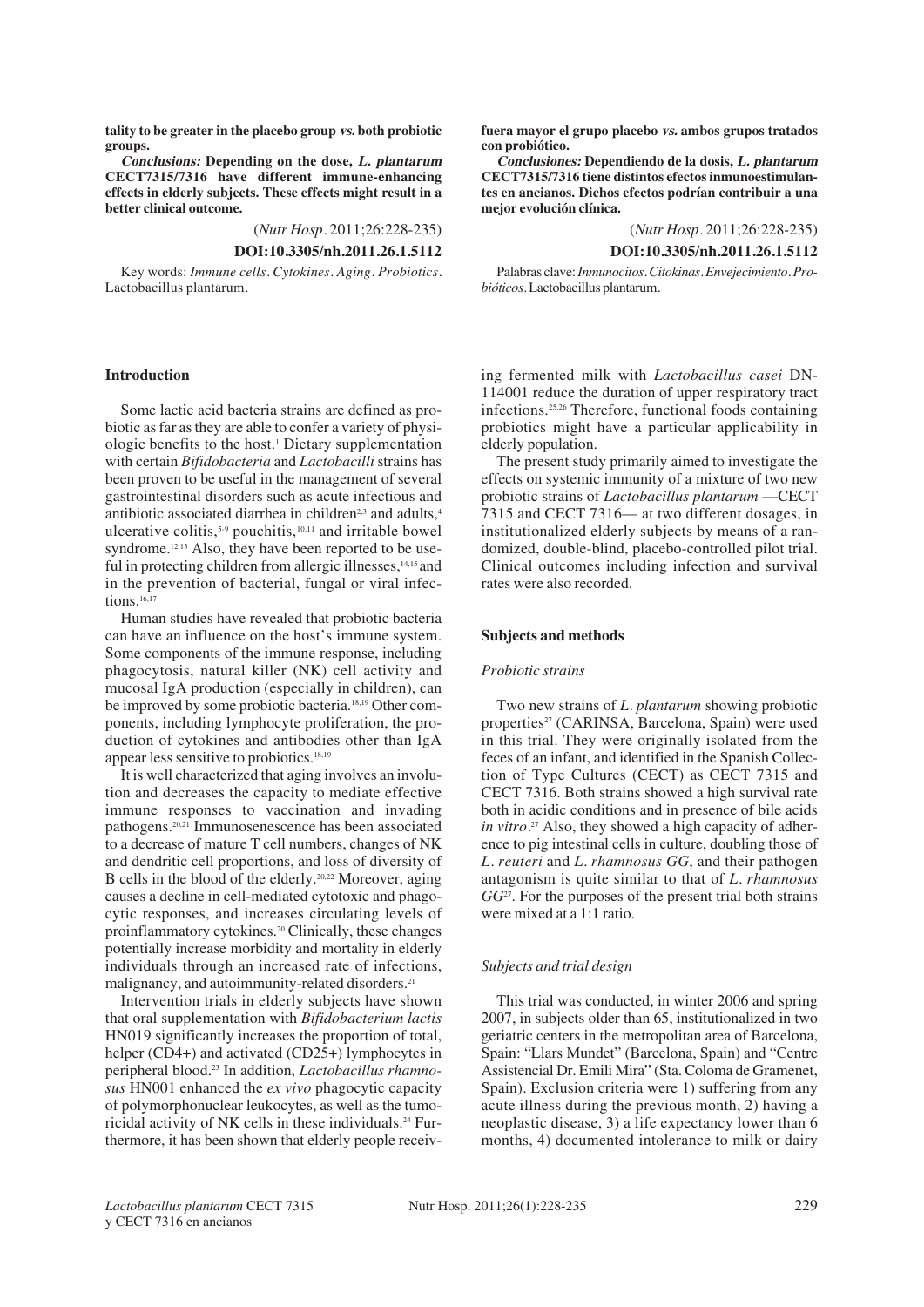**tality to be greater in the placebo group *vs.* both probiotic groups.**

***Conclusions:*** **Depending on the dose, *L. plantarum* CECT7315/7316 have different immune-enhancing effects in elderly subjects. These effects might result in a better clinical outcome.**

(*Nutr Hosp*. 2011;26:228-235)

**DOI:10.3305/nh.2011.26.1.5112**

Key words: *Immune cells. Cytokines. Aging. Probiotics.* Lactobacillus plantarum.

**fuera mayor el grupo placebo *vs.* ambos grupos tratados con probiótico.**

***Conclusiones:*** **Dependiendo de la dosis, *L. plantarum* CECT7315/7316 tiene distintos efectos inmunoestimulantes en ancianos. Dichos efectos podrían contribuir a una mejor evolución clínica.**

(*Nutr Hosp*. 2011;26:228-235)

**DOI:10.3305/nh.2011.26.1.5112**

Palabras clave: *Inmunocitos. Citokinas. Envejecimiento. Probióticos.* Lactobacillus plantarum.

## Introduction

Some lactic acid bacteria strains are defined as probiotic as far as they are able to confer a variety of physiologic benefits to the host.[1] Dietary supplementation with certain *Bifidobacteria* and *Lactobacilli* strains has been proven to be useful in the management of several gastrointestinal disorders such as acute infectious and antibiotic associated diarrhea in children[2,3] and adults,[4] ulcerative colitis,[5-9] pouchitis,[10,11] and irritable bowel syndrome.[12,13] Also, they have been reported to be useful in protecting children from allergic illnesses,[14,15] and in the prevention of bacterial, fungal or viral infections.[16,17]

Human studies have revealed that probiotic bacteria can have an influence on the host's immune system. Some components of the immune response, including phagocytosis, natural killer (NK) cell activity and mucosal IgA production (especially in children), can be improved by some probiotic bacteria.[18,19] Other components, including lymphocyte proliferation, the production of cytokines and antibodies other than IgA appear less sensitive to probiotics.[18,19]

It is well characterized that aging involves an involution and decreases the capacity to mediate effective immune responses to vaccination and invading pathogens.[20,21] Immunosenescence has been associated to a decrease of mature T cell numbers, changes of NK and dendritic cell proportions, and loss of diversity of B cells in the blood of the elderly.[20,22] Moreover, aging causes a decline in cell-mediated cytotoxic and phagocytic responses, and increases circulating levels of proinflammatory cytokines.[20] Clinically, these changes potentially increase morbidity and mortality in elderly individuals through an increased rate of infections, malignancy, and autoimmunity-related disorders.[21]

Intervention trials in elderly subjects have shown that oral supplementation with *Bifidobacterium lactis* HN019 significantly increases the proportion of total, helper (CD4+) and activated (CD25+) lymphocytes in peripheral blood.[23] In addition, *Lactobacillus rhamnosus* HN001 enhanced the *ex vivo* phagocytic capacity of polymorphonuclear leukocytes, as well as the tumoricidal activity of NK cells in these individuals.[24] Furthermore, it has been shown that elderly people receiving fermented milk with *Lactobacillus casei* DN-114001 reduce the duration of upper respiratory tract infections.[25,26] Therefore, functional foods containing probiotics might have a particular applicability in elderly population.

The present study primarily aimed to investigate the effects on systemic immunity of a mixture of two new probiotic strains of *Lactobacillus plantarum* —CECT 7315 and CECT 7316— at two different dosages, in institutionalized elderly subjects by means of a randomized, double-blind, placebo-controlled pilot trial. Clinical outcomes including infection and survival rates were also recorded.

## Subjects and methods

### *Probiotic strains*

Two new strains of *L. plantarum* showing probiotic properties[27] (CARINSA, Barcelona, Spain) were used in this trial. They were originally isolated from the feces of an infant, and identified in the Spanish Collection of Type Cultures (CECT) as CECT 7315 and CECT 7316. Both strains showed a high survival rate both in acidic conditions and in presence of bile acids *in vitro*.[27] Also, they showed a high capacity of adherence to pig intestinal cells in culture, doubling those of *L. reuteri* and *L. rhamnosus GG*, and their pathogen antagonism is quite similar to that of *L. rhamnosus GG*[27]. For the purposes of the present trial both strains were mixed at a 1:1 ratio.

### *Subjects and trial design*

This trial was conducted, in winter 2006 and spring 2007, in subjects older than 65, institutionalized in two geriatric centers in the metropolitan area of Barcelona, Spain: "Llars Mundet" (Barcelona, Spain) and "Centre Assistencial Dr. Emili Mira" (Sta. Coloma de Gramenet, Spain). Exclusion criteria were 1) suffering from any acute illness during the previous month, 2) having a neoplastic disease, 3) a life expectancy lower than 6 months, 4) documented intolerance to milk or dairy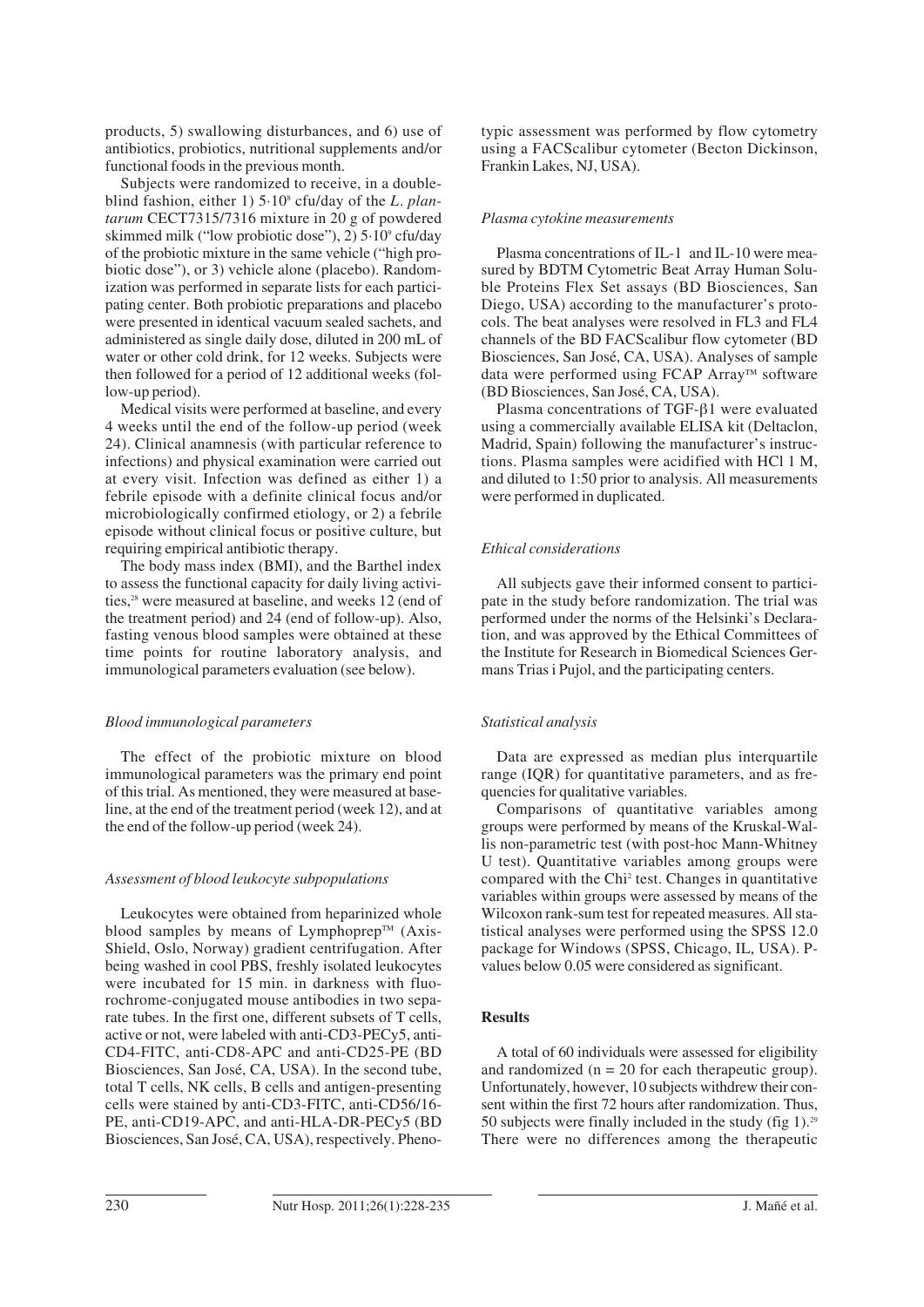products, 5) swallowing disturbances, and 6) use of antibiotics, probiotics, nutritional supplements and/or functional foods in the previous month.

Subjects were randomized to receive, in a double-blind fashion, either 1) $5 \cdot 10^8$ cfu/day of the *L. plantarum* CECT7315/7316 mixture in 20 g of powdered skimmed milk ("low probiotic dose"), 2) $5 \cdot 10^9$ cfu/day of the probiotic mixture in the same vehicle ("high probiotic dose"), or 3) vehicle alone (placebo). Randomization was performed in separate lists for each participating center. Both probiotic preparations and placebo were presented in identical vacuum sealed sachets, and administered as single daily dose, diluted in 200 mL of water or other cold drink, for 12 weeks. Subjects were then followed for a period of 12 additional weeks (follow-up period).

Medical visits were performed at baseline, and every 4 weeks until the end of the follow-up period (week 24). Clinical anamnesis (with particular reference to infections) and physical examination were carried out at every visit. Infection was defined as either 1) a febrile episode with a definite clinical focus and/or microbiologically confirmed etiology, or 2) a febrile episode without clinical focus or positive culture, but requiring empirical antibiotic therapy.

The body mass index (BMI), and the Barthel index to assess the functional capacity for daily living activities,[28] were measured at baseline, and weeks 12 (end of the treatment period) and 24 (end of follow-up). Also, fasting venous blood samples were obtained at these time points for routine laboratory analysis, and immunological parameters evaluation (see below).

### *Blood immunological parameters*

The effect of the probiotic mixture on blood immunological parameters was the primary end point of this trial. As mentioned, they were measured at baseline, at the end of the treatment period (week 12), and at the end of the follow-up period (week 24).

### *Assessment of blood leukocyte subpopulations*

Leukocytes were obtained from heparinized whole blood samples by means of Lymphoprep™ (Axis-Shield, Oslo, Norway) gradient centrifugation. After being washed in cool PBS, freshly isolated leukocytes were incubated for 15 min. in darkness with fluorochrome-conjugated mouse antibodies in two separate tubes. In the first one, different subsets of T cells, active or not, were labeled with anti-CD3-PECy5, anti-CD4-FITC, anti-CD8-APC and anti-CD25-PE (BD Biosciences, San José, CA, USA). In the second tube, total T cells, NK cells, B cells and antigen-presenting cells were stained by anti-CD3-FITC, anti-CD56/16-PE, anti-CD19-APC, and anti-HLA-DR-PECy5 (BD Biosciences, San José, CA, USA), respectively. Phenotypic assessment was performed by flow cytometry using a FACScalibur cytometer (Becton Dickinson, Frankin Lakes, NJ, USA).

### *Plasma cytokine measurements*

Plasma concentrations of IL-1 and IL-10 were measured by BDTM Cytometric Beat Array Human Soluble Proteins Flex Set assays (BD Biosciences, San Diego, USA) according to the manufacturer's protocols. The beat analyses were resolved in FL3 and FL4 channels of the BD FACScalibur flow cytometer (BD Biosciences, San José, CA, USA). Analyses of sample data were performed using FCAP Array™ software (BD Biosciences, San José, CA, USA).

Plasma concentrations of TGF-β1 were evaluated using a commercially available ELISA kit (Deltaclon, Madrid, Spain) following the manufacturer's instructions. Plasma samples were acidified with HCl 1 M, and diluted to 1:50 prior to analysis. All measurements were performed in duplicated.

### *Ethical considerations*

All subjects gave their informed consent to participate in the study before randomization. The trial was performed under the norms of the Helsinki's Declaration, and was approved by the Ethical Committees of the Institute for Research in Biomedical Sciences Germans Trias i Pujol, and the participating centers.

### *Statistical analysis*

Data are expressed as median plus interquartile range (IQR) for quantitative parameters, and as frequencies for qualitative variables.

Comparisons of quantitative variables among groups were performed by means of the Kruskal-Wallis non-parametric test (with post-hoc Mann-Whitney U test). Quantitative variables among groups were compared with the $Chi^2$ test. Changes in quantitative variables within groups were assessed by means of the Wilcoxon rank-sum test for repeated measures. All statistical analyses were performed using the SPSS 12.0 package for Windows (SPSS, Chicago, IL, USA). P-values below 0.05 were considered as significant.

## **Results**

A total of 60 individuals were assessed for eligibility and randomized ($n = 20$ for each therapeutic group). Unfortunately, however, 10 subjects withdrew their consent within the first 72 hours after randomization. Thus, 50 subjects were finally included in the study (fig 1).[29] There were no differences among the therapeutic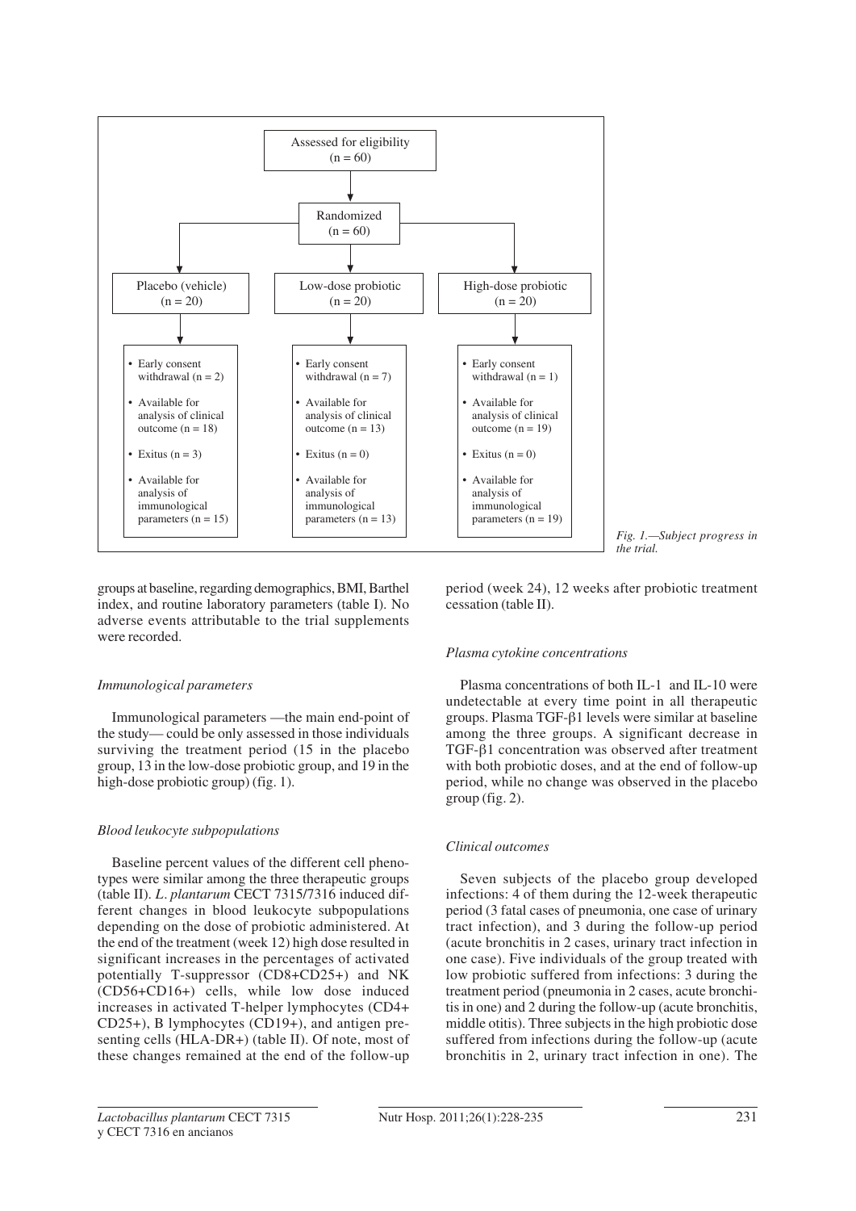Assessed for eligibility (n = 60)

Randomized (n = 60)

| Placebo (vehicle) (n = 20) | Low-dose probiotic (n = 20) | High-dose probiotic (n = 20) |
|---|---|---|
| • Early consent withdrawal (n = 2) | • Early consent withdrawal (n = 7) | • Early consent withdrawal (n = 1) |
| • Available for analysis of clinical outcome (n = 18) | • Available for analysis of clinical outcome (n = 13) | • Available for analysis of clinical outcome (n = 19) |
| • Exitus (n = 3) | • Exitus (n = 0) | • Exitus (n = 0) |
| • Available for analysis of immunological parameters (n = 15) | • Available for analysis of immunological parameters (n = 13) | • Available for analysis of immunological parameters (n = 19) |

*Fig. 1.—Subject progress in the trial.*

groups at baseline, regarding demographics, BMI, Barthel index, and routine laboratory parameters (table I). No adverse events attributable to the trial supplements were recorded.

### *Immunological parameters*

Immunological parameters —the main end-point of the study— could be only assessed in those individuals surviving the treatment period (15 in the placebo group, 13 in the low-dose probiotic group, and 19 in the high-dose probiotic group) (fig. 1).

### *Blood leukocyte subpopulations*

Baseline percent values of the different cell phenotypes were similar among the three therapeutic groups (table II). *L. plantarum* CECT 7315/7316 induced different changes in blood leukocyte subpopulations depending on the dose of probiotic administered. At the end of the treatment (week 12) high dose resulted in significant increases in the percentages of activated potentially T-suppressor (CD8+CD25+) and NK (CD56+CD16+) cells, while low dose induced increases in activated T-helper lymphocytes (CD4+ CD25+), B lymphocytes (CD19+), and antigen presenting cells (HLA-DR+) (table II). Of note, most of these changes remained at the end of the follow-up period (week 24), 12 weeks after probiotic treatment cessation (table II).

### *Plasma cytokine concentrations*

Plasma concentrations of both IL-1 and IL-10 were undetectable at every time point in all therapeutic groups. Plasma TGF-β1 levels were similar at baseline among the three groups. A significant decrease in TGF-β1 concentration was observed after treatment with both probiotic doses, and at the end of follow-up period, while no change was observed in the placebo group (fig. 2).

### *Clinical outcomes*

Seven subjects of the placebo group developed infections: 4 of them during the 12-week therapeutic period (3 fatal cases of pneumonia, one case of urinary tract infection), and 3 during the follow-up period (acute bronchitis in 2 cases, urinary tract infection in one case). Five individuals of the group treated with low probiotic suffered from infections: 3 during the treatment period (pneumonia in 2 cases, acute bronchitis in one) and 2 during the follow-up (acute bronchitis, middle otitis). Three subjects in the high probiotic dose suffered from infections during the follow-up (acute bronchitis in 2, urinary tract infection in one). The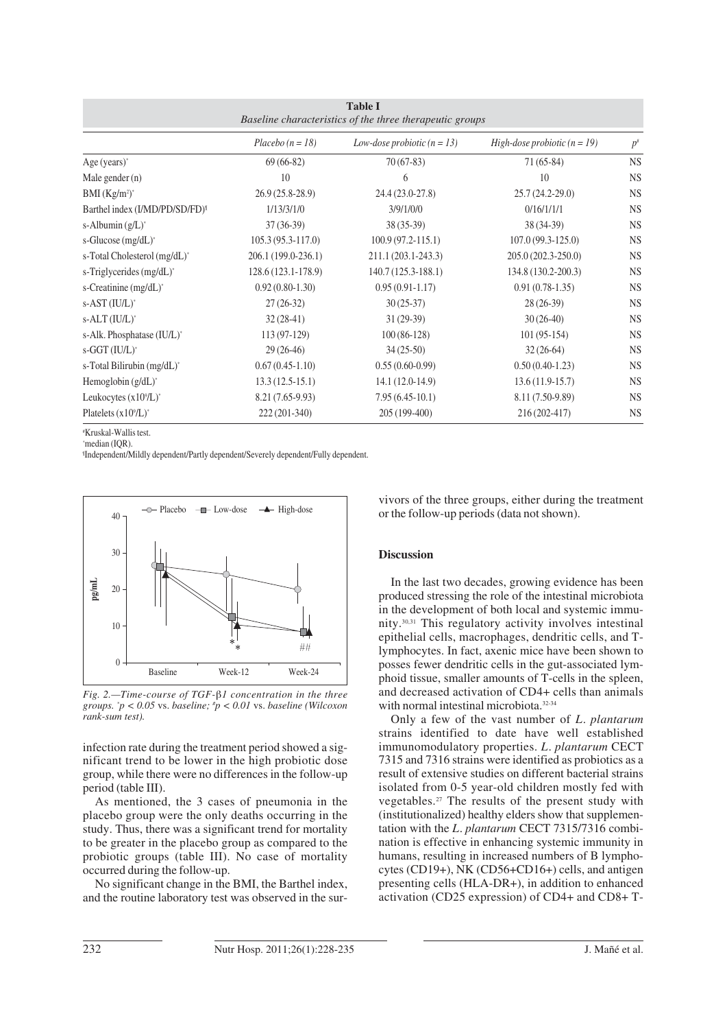**Table I**
*Baseline characteristics of the three therapeutic groups*

| | *Placebo (n = 18)* | *Low-dose probiotic (n = 13)* | *High-dose probiotic (n = 19)* | *p*[#] |
|---|---|---|---|---|
| Age (years)* | 69 (66-82) | 70 (67-83) | 71 (65-84) | NS |
| Male gender (n) | 10 | 6 | 10 | NS |
| BMI ($Kg/m^2$)* | 26.9 (25.8-28.9) | 24.4 (23.0-27.8) | 25.7 (24.2-29.0) | NS |
| Barthel index (I/MD/PD/SD/FD)[¶] | 1/13/3/1/0 | 3/9/1/0/0 | 0/16/1/1/1 | NS |
| s-Albumin (g/L)* | 37 (36-39) | 38 (35-39) | 38 (34-39) | NS |
| s-Glucose (mg/dL)* | 105.3 (95.3-117.0) | 100.9 (97.2-115.1) | 107.0 (99.3-125.0) | NS |
| s-Total Cholesterol (mg/dL)* | 206.1 (199.0-236.1) | 211.1 (203.1-243.3) | 205.0 (202.3-250.0) | NS |
| s-Triglycerides (mg/dL)* | 128.6 (123.1-178.9) | 140.7 (125.3-188.1) | 134.8 (130.2-200.3) | NS |
| s-Creatinine (mg/dL)* | 0.92 (0.80-1.30) | 0.95 (0.91-1.17) | 0.91 (0.78-1.35) | NS |
| s-AST (IU/L)* | 27 (26-32) | 30 (25-37) | 28 (26-39) | NS |
| s-ALT (IU/L)* | 32 (28-41) | 31 (29-39) | 30 (26-40) | NS |
| s-Alk. Phosphatase (IU/L)* | 113 (97-129) | 100 (86-128) | 101 (95-154) | NS |
| s-GGT (IU/L)* | 29 (26-46) | 34 (25-50) | 32 (26-64) | NS |
| s-Total Bilirubin (mg/dL)* | 0.67 (0.45-1.10) | 0.55 (0.60-0.99) | 0.50 (0.40-1.23) | NS |
| Hemoglobin (g/dL)* | 13.3 (12.5-15.1) | 14.1 (12.0-14.9) | 13.6 (11.9-15.7) | NS |
| Leukocytes ($x10^9/L$)* | 8.21 (7.65-9.93) | 7.95 (6.45-10.1) | 8.11 (7.50-9.89) | NS |
| Platelets ($x10^9/L$)* | 222 (201-340) | 205 (199-400) | 216 (202-417) | NS |

[#]Kruskal-Wallis test.
*median (IQR).
[¶]Independent/Mildly dependent/Partly dependent/Severely dependent/Fully dependent.

*Fig. 2.—Time-course of TGF-β1 concentration in the three groups. *$p < 0.05$ vs. baseline; [#]$p < 0.01$ vs. baseline (Wilcoxon rank-sum test).*

infection rate during the treatment period showed a significant trend to be lower in the high probiotic dose group, while there were no differences in the follow-up period (table III).

As mentioned, the 3 cases of pneumonia in the placebo group were the only deaths occurring in the study. Thus, there was a significant trend for mortality to be greater in the placebo group as compared to the probiotic groups (table III). No case of mortality occurred during the follow-up.

No significant change in the BMI, the Barthel index, and the routine laboratory test was observed in the survivors of the three groups, either during the treatment or the follow-up periods (data not shown).

## Discussion

In the last two decades, growing evidence has been produced stressing the role of the intestinal microbiota in the development of both local and systemic immunity.[30,31] This regulatory activity involves intestinal epithelial cells, macrophages, dendritic cells, and T-lymphocytes. In fact, axenic mice have been shown to posses fewer dendritic cells in the gut-associated lymphoid tissue, smaller amounts of T-cells in the spleen, and decreased activation of CD4+ cells than animals with normal intestinal microbiota.[32-34]

Only a few of the vast number of *L. plantarum* strains identified to date have well established immunomodulatory properties. *L. plantarum* CECT 7315 and 7316 strains were identified as probiotics as a result of extensive studies on different bacterial strains isolated from 0-5 year-old children mostly fed with vegetables.[27] The results of the present study with (institutionalized) healthy elders show that supplementation with the *L. plantarum* CECT 7315/7316 combination is effective in enhancing systemic immunity in humans, resulting in increased numbers of B lymphocytes (CD19+), NK (CD56+CD16+) cells, and antigen presenting cells (HLA-DR+), in addition to enhanced activation (CD25 expression) of CD4+ and CD8+ T-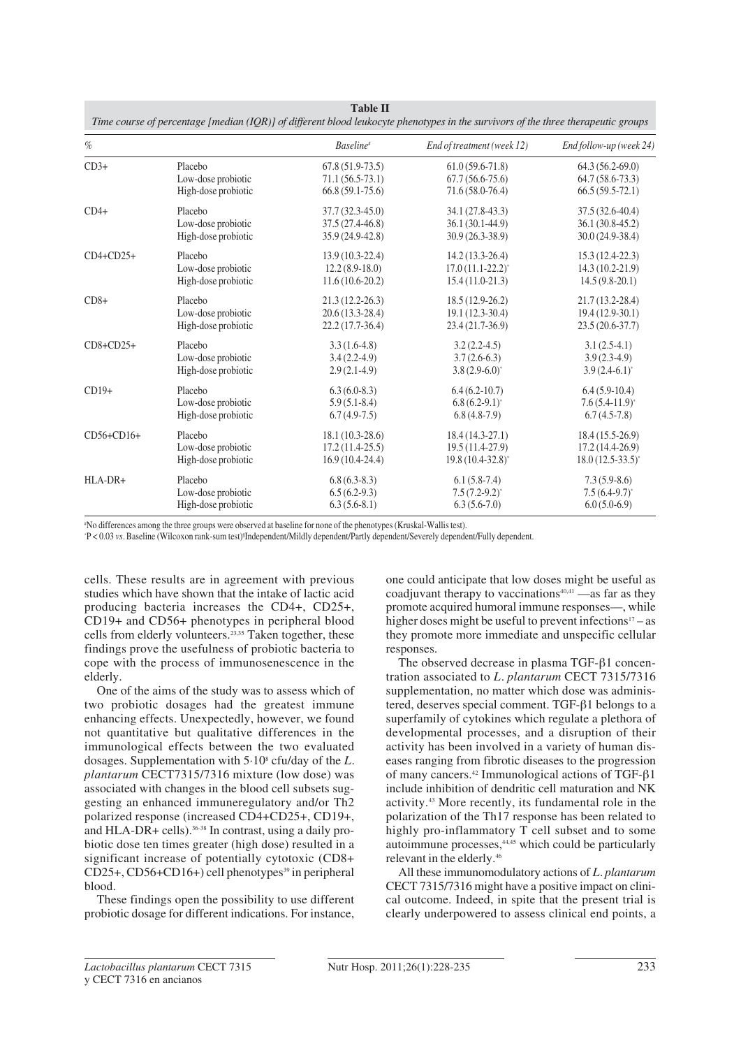**Table II**

*Time course of percentage [median (IQR)] of different blood leukocyte phenotypes in the survivors of the three therapeutic groups*

| % | | Baseline[a] | End of treatment (week 12) | End follow-up (week 24) |
|---|---|---|---|---|
| CD3+ | Placebo | 67.8 (51.9-73.5) | 61.0 (59.6-71.8) | 64.3 (56.2-69.0) |
| | Low-dose probiotic | 71.1 (56.5-73.1) | 67.7 (56.6-75.6) | 64.7 (58.6-73.3) |
| | High-dose probiotic | 66.8 (59.1-75.6) | 71.6 (58.0-76.4) | 66.5 (59.5-72.1) |
| CD4+ | Placebo | 37.7 (32.3-45.0) | 34.1 (27.8-43.3) | 37.5 (32.6-40.4) |
| | Low-dose probiotic | 37.5 (27.4-46.8) | 36.1 (30.1-44.9) | 36.1 (30.8-45.2) |
| | High-dose probiotic | 35.9 (24.9-42.8) | 30.9 (26.3-38.9) | 30.0 (24.9-38.4) |
| CD4+CD25+ | Placebo | 13.9 (10.3-22.4) | 14.2 (13.3-26.4) | 15.3 (12.4-22.3) |
| | Low-dose probiotic | 12.2 (8.9-18.0) | 17.0 (11.1-22.2)* | 14.3 (10.2-21.9) |
| | High-dose probiotic | 11.6 (10.6-20.2) | 15.4 (11.0-21.3) | 14.5 (9.8-20.1) |
| CD8+ | Placebo | 21.3 (12.2-26.3) | 18.5 (12.9-26.2) | 21.7 (13.2-28.4) |
| | Low-dose probiotic | 20.6 (13.3-28.4) | 19.1 (12.3-30.4) | 19.4 (12.9-30.1) |
| | High-dose probiotic | 22.2 (17.7-36.4) | 23.4 (21.7-36.9) | 23.5 (20.6-37.7) |
| CD8+CD25+ | Placebo | 3.3 (1.6-4.8) | 3.2 (2.2-4.5) | 3.1 (2.5-4.1) |
| | Low-dose probiotic | 3.4 (2.2-4.9) | 3.7 (2.6-6.3) | 3.9 (2.3-4.9) |
| | High-dose probiotic | 2.9 (2.1-4.9) | 3.8 (2.9-6.0)* | 3.9 (2.4-6.1)* |
| CD19+ | Placebo | 6.3 (6.0-8.3) | 6.4 (6.2-10.7) | 6.4 (5.9-10.4) |
| | Low-dose probiotic | 5.9 (5.1-8.4) | 6.8 (6.2-9.1)* | 7.6 (5.4-11.9)* |
| | High-dose probiotic | 6.7 (4.9-7.5) | 6.8 (4.8-7.9) | 6.7 (4.5-7.8) |
| CD56+CD16+ | Placebo | 18.1 (10.3-28.6) | 18.4 (14.3-27.1) | 18.4 (15.5-26.9) |
| | Low-dose probiotic | 17.2 (11.4-25.5) | 19.5 (11.4-27.9) | 17.2 (14.4-26.9) |
| | High-dose probiotic | 16.9 (10.4-24.4) | 19.8 (10.4-32.8)* | 18.0 (12.5-33.5)* |
| HLA-DR+ | Placebo | 6.8 (6.3-8.3) | 6.1 (5.8-7.4) | 7.3 (5.9-8.6) |
| | Low-dose probiotic | 6.5 (6.2-9.3) | 7.5 (7.2-9.2)* | 7.5 (6.4-9.7)* |
| | High-dose probiotic | 6.3 (5.6-8.1) | 6.3 (5.6-7.0) | 6.0 (5.0-6.9) |

[a]No differences among the three groups were observed at baseline for none of the phenotypes (Kruskal-Wallis test).
*P < 0.03 *vs*. Baseline (Wilcoxon rank-sum test)[a]Independent/Mildly dependent/Partly dependent/Severely dependent/Fully dependent.

cells. These results are in agreement with previous studies which have shown that the intake of lactic acid producing bacteria increases the CD4+, CD25+, CD19+ and CD56+ phenotypes in peripheral blood cells from elderly volunteers.[23,35] Taken together, these findings prove the usefulness of probiotic bacteria to cope with the process of immunosenescence in the elderly.

One of the aims of the study was to assess which of two probiotic dosages had the greatest immune enhancing effects. Unexpectedly, however, we found not quantitative but qualitative differences in the immunological effects between the two evaluated dosages. Supplementation with $5 \cdot 10^8$ cfu/day of the *L. plantarum* CECT7315/7316 mixture (low dose) was associated with changes in the blood cell subsets suggesting an enhanced immuneregulatory and/or Th2 polarized response (increased CD4+CD25+, CD19+, and HLA-DR+ cells).[36-38] In contrast, using a daily probiotic dose ten times greater (high dose) resulted in a significant increase of potentially cytotoxic (CD8+ CD25+, CD56+CD16+) cell phenotypes[39] in peripheral blood.

These findings open the possibility to use different probiotic dosage for different indications. For instance, one could anticipate that low doses might be useful as coadjuvant therapy to vaccinations[40,41] —as far as they promote acquired humoral immune responses—, while higher doses might be useful to prevent infections[17] – as they promote more immediate and unspecific cellular responses.

The observed decrease in plasma TGF-β1 concentration associated to *L. plantarum* CECT 7315/7316 supplementation, no matter which dose was administered, deserves special comment. TGF-β1 belongs to a superfamily of cytokines which regulate a plethora of developmental processes, and a disruption of their activity has been involved in a variety of human diseases ranging from fibrotic diseases to the progression of many cancers.[42] Immunological actions of TGF-β1 include inhibition of dendritic cell maturation and NK activity.[43] More recently, its fundamental role in the polarization of the Th17 response has been related to highly pro-inflammatory T cell subset and to some autoimmune processes,[44,45] which could be particularly relevant in the elderly.[46]

All these immunomodulatory actions of *L. plantarum* CECT 7315/7316 might have a positive impact on clinical outcome. Indeed, in spite that the present trial is clearly underpowered to assess clinical end points, a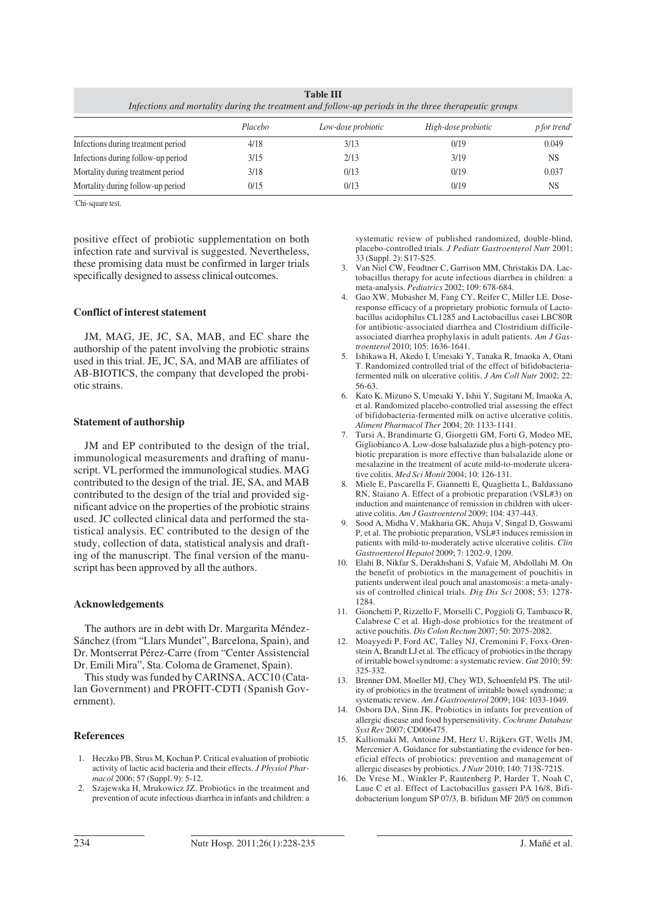**Table III**
*Infections and mortality during the treatment and follow-up periods in the three therapeutic groups*

| | Placebo | Low-dose probiotic | High-dose probiotic | p for trend* |
|---|---|---|---|---|
| Infections during treatment period | 4/18 | 3/13 | 0/19 | 0.049 |
| Infections during follow-up period | 3/15 | 2/13 | 3/19 | NS |
| Mortality during treatment period | 3/18 | 0/13 | 0/19 | 0.037 |
| Mortality during follow-up period | 0/15 | 0/13 | 0/19 | NS |

*Chi-square test.

positive effect of probiotic supplementation on both infection rate and survival is suggested. Nevertheless, these promising data must be confirmed in larger trials specifically designed to assess clinical outcomes.

### Conflict of interest statement

JM, MAG, JE, JC, SA, MAB, and EC share the authorship of the patent involving the probiotic strains used in this trial. JE, JC, SA, and MAB are affiliates of AB-BIOTICS, the company that developed the probiotic strains.

### Statement of authorship

JM and EP contributed to the design of the trial, immunological measurements and drafting of manuscript. VL performed the immunological studies. MAG contributed to the design of the trial. JE, SA, and MAB contributed to the design of the trial and provided significant advice on the properties of the probiotic strains used. JC collected clinical data and performed the statistical analysis. EC contributed to the design of the study, collection of data, statistical analysis and drafting of the manuscript. The final version of the manuscript has been approved by all the authors.

### Acknowledgements

The authors are in debt with Dr. Margarita Méndez-Sánchez (from "Llars Mundet", Barcelona, Spain), and Dr. Montserrat Pérez-Carre (from "Center Assistencial Dr. Emili Mira", Sta. Coloma de Gramenet, Spain).

This study was funded by CARINSA, ACC10 (Catalan Government) and PROFIT-CDTI (Spanish Government).

### References

1. Heczko PB, Strus M, Kochan P. Critical evaluation of probiotic activity of lactic acid bacteria and their effects. *J Physiol Pharmacol* 2006; 57 (Suppl. 9): 5-12.
2. Szajewska H, Mrukowicz JZ. Probiotics in the treatment and prevention of acute infectious diarrhea in infants and children: a systematic review of published randomized, double-blind, placebo-controlled trials. *J Pediatr Gastroenterol Nutr* 2001; 33 (Suppl. 2): S17-S25.
3. Van Niel CW, Feudtner C, Garrison MM, Christakis DA. Lactobacillus therapy for acute infectious diarrhea in children: a meta-analysis. *Pediatrics* 2002; 109: 678-684.
4. Gao XW, Mubasher M, Fang CY, Reifer C, Miller LE. Dose-response efficacy of a proprietary probiotic formula of Lactobacillus acidophilus CL1285 and Lactobacillus casei LBC80R for antibiotic-associated diarrhea and Clostridium difficile-associated diarrhea prophylaxis in adult patients. *Am J Gastroenterol* 2010; 105: 1636-1641.
5. Ishikawa H, Akedo I, Umesaki Y, Tanaka R, Imaoka A, Otani T. Randomized controlled trial of the effect of bifidobacteria-fermented milk on ulcerative colitis. *J Am Coll Nutr* 2002; 22: 56-63.
6. Kato K, Mizuno S, Umesaki Y, Ishii Y, Sugitani M, Imaoka A, et al. Randomized placebo-controlled trial assessing the effect of bifidobacteria-fermented milk on active ulcerative colitis. *Aliment Pharmacol Ther* 2004; 20: 1133-1141.
7. Tursi A, Brandimarte G, Giorgetti GM, Forti G, Modeo ME, Gigliobianco A. Low-dose balsalazide plus a high-potency probiotic preparation is more effective than balsalazide alone or mesalazine in the treatment of acute mild-to-moderate ulcerative colitis. *Med Sci Monit* 2004; 10: 126-131.
8. Miele E, Pascarella F, Giannetti E, Quaglietta L, Baldassano RN, Staiano A. Effect of a probiotic preparation (VSL#3) on induction and maintenance of remission in children with ulcerative colitis. *Am J Gastroenterol* 2009; 104: 437-443.
9. Sood A, Midha V, Makharia GK, Ahuja V, Singal D, Goswami P, et al. The probiotic preparation, VSL#3 induces remission in patients with mild-to-moderately active ulcerative colitis. *Clin Gastroenterol Hepatol* 2009; 7: 1202-9, 1209.
10. Elahi B, Nikfar S, Derakhshani S, Vafaie M, Abdollahi M. On the benefit of probiotics in the management of pouchitis in patients underwent ileal pouch anal anastomosis: a meta-analysis of controlled clinical trials. *Dig Dis Sci* 2008; 53: 1278-1284.
11. Gionchetti P, Rizzello F, Morselli C, Poggioli G, Tambasco R, Calabrese C et al. High-dose probiotics for the treatment of active pouchitis. *Dis Colon Rectum* 2007; 50: 2075-2082.
12. Moayyedi P, Ford AC, Talley NJ, Cremonini F, Foxx-Orenstein A, Brandt LJ et al. The efficacy of probiotics in the therapy of irritable bowel syndrome: a systematic review. *Gut* 2010; 59: 325-332.
13. Brenner DM, Moeller MJ, Chey WD, Schoenfeld PS. The utility of probiotics in the treatment of irritable bowel syndrome: a systematic review. *Am J Gastroenterol* 2009; 104: 1033-1049.
14. Osborn DA, Sinn JK. Probiotics in infants for prevention of allergic disease and food hypersensitivity. *Cochrane Database Syst Rev* 2007; CD006475.
15. Kalliomaki M, Antoine JM, Herz U, Rijkers GT, Wells JM, Mercenier A. Guidance for substantiating the evidence for beneficial effects of probiotics: prevention and management of allergic diseases by probiotics. *J Nutr* 2010; 140: 713S-721S.
16. De Vrese M., Winkler P, Rautenberg P, Harder T, Noah C, Laue C et al. Effect of Lactobacillus gasseri PA 16/8, Bifidobacterium longum SP 07/3, B. bifidum MF 20/5 on common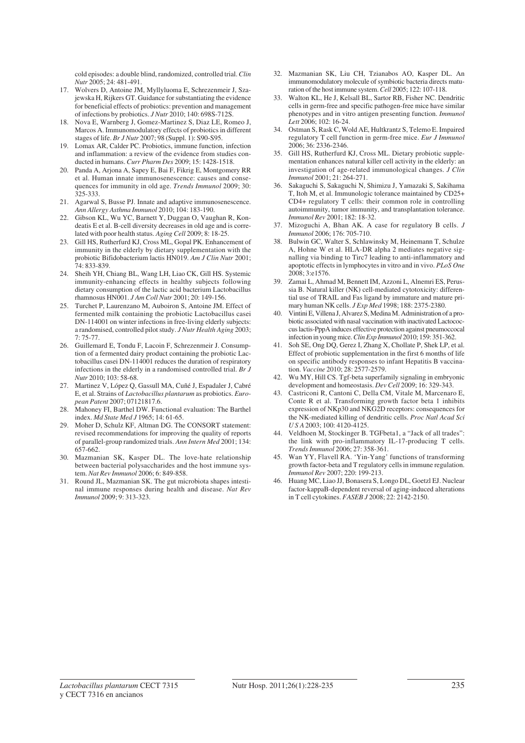cold episodes: a double blind, randomized, controlled trial. *Clin Nutr* 2005; 24: 481-491.

17. Wolvers D, Antoine JM, Myllyluoma E, Schrezenmeir J, Szajewska H, Rijkers GT. Guidance for substantiating the evidence for beneficial effects of probiotics: prevention and management of infections by probiotics. *J Nutr* 2010; 140: 698S-712S.
18. Nova E, Warnberg J, Gomez-Martinez S, Diaz LE, Romeo J, Marcos A. Immunomodulatory effects of probiotics in different stages of life. *Br J Nutr* 2007; 98 (Suppl. 1): S90-S95.
19. Lomax AR, Calder PC. Probiotics, immune function, infection and inflammation: a review of the evidence from studies conducted in humans. *Curr Pharm Des* 2009; 15: 1428-1518.
20. Panda A, Arjona A, Sapey E, Bai F, Fikrig E, Montgomery RR et al. Human innate immunosenescence: causes and consequences for immunity in old age. *Trends Immunol* 2009; 30: 325-333.
21. Agarwal S, Busse PJ. Innate and adaptive immunosenescence. *Ann Allergy Asthma Immunol* 2010; 104: 183-190.
22. Gibson KL, Wu YC, Barnett Y, Duggan O, Vaughan R, Kondeatis E et al. B-cell diversity decreases in old age and is correlated with poor health status. *Aging Cell* 2009; 8: 18-25.
23. Gill HS, Rutherfurd KJ, Cross ML, Gopal PK. Enhancement of immunity in the elderly by dietary supplementation with the probiotic Bifidobacterium lactis HN019. *Am J Clin Nutr* 2001; 74: 833-839.
24. Sheih YH, Chiang BL, Wang LH, Liao CK, Gill HS. Systemic immunity-enhancing effects in healthy subjects following dietary consumption of the lactic acid bacterium Lactobacillus rhamnosus HN001. *J Am Coll Nutr* 2001; 20: 149-156.
25. Turchet P, Laurenzano M, Auboiron S, Antoine JM. Effect of fermented milk containing the probiotic Lactobacillus casei DN-114001 on winter infections in free-living elderly subjects: a randomised, controlled pilot study. *J Nutr Health Aging* 2003; 7: 75-77.
26. Guillemard E, Tondu F, Lacoin F, Schrezenmeir J. Consumption of a fermented dairy product containing the probiotic Lactobacillus casei DN-114001 reduces the duration of respiratory infections in the elderly in a randomised controlled trial. *Br J Nutr* 2010; 103: 58-68.
27. Martinez V, López Q, Gassull MA, Cuñé J, Espadaler J, Cabré E, et al. Strains of *Lactobacillus plantarum* as probiotics. *European Patent* 2007; 07121817.6.
28. Mahoney FI, Barthel DW. Functional evaluation: The Barthel index. *Md State Med J* 1965; 14: 61-65.
29. Moher D, Schulz KF, Altman DG. The CONSORT statement: revised recommendations for improving the quality of reports of parallel-group randomized trials. *Ann Intern Med* 2001; 134: 657-662.
30. Mazmanian SK, Kasper DL. The love-hate relationship between bacterial polysaccharides and the host immune system. *Nat Rev Immunol* 2006; 6: 849-858.
31. Round JL, Mazmanian SK. The gut microbiota shapes intestinal immune responses during health and disease. *Nat Rev Immunol* 2009; 9: 313-323.
32. Mazmanian SK, Liu CH, Tzianabos AO, Kasper DL. An immunomodulatory molecule of symbiotic bacteria directs maturation of the host immune system. *Cell* 2005; 122: 107-118.
33. Walton KL, He J, Kelsall BL, Sartor RB, Fisher NC. Dendritic cells in germ-free and specific pathogen-free mice have similar phenotypes and in vitro antigen presenting function. *Immunol Lett* 2006; 102: 16-24.
34. Ostman S, Rask C, Wold AE, Hultkrantz S, Telemo E. Impaired regulatory T cell function in germ-free mice. *Eur J Immunol* 2006; 36: 2336-2346.
35. Gill HS, Rutherfurd KJ, Cross ML. Dietary probiotic supplementation enhances natural killer cell activity in the elderly: an investigation of age-related immunological changes. *J Clin Immunol* 2001; 21: 264-271.
36. Sakaguchi S, Sakaguchi N, Shimizu J, Yamazaki S, Sakihama T, Itoh M, et al. Immunologic tolerance maintained by CD25+ CD4+ regulatory T cells: their common role in controlling autoimmunity, tumor immunity, and transplantation tolerance. *Immunol Rev* 2001; 182: 18-32.
37. Mizoguchi A, Bhan AK. A case for regulatory B cells. *J Immunol* 2006; 176: 705-710.
38. Bulwin GC, Walter S, Schlawinsky M, Heinemann T, Schulze A, Hohne W et al. HLA-DR alpha 2 mediates negative signalling via binding to Tirc7 leading to anti-inflammatory and apoptotic effects in lymphocytes in vitro and in vivo. *PLoS One* 2008; 3:e1576.
39. Zamai L, Ahmad M, Bennett IM, Azzoni L, Alnemri ES, Perussia B. Natural killer (NK) cell-mediated cytotoxicity: differential use of TRAIL and Fas ligand by immature and mature primary human NK cells. *J Exp Med* 1998; 188: 2375-2380.
40. Vintini E, Villena J, Alvarez S, Medina M. Administration of a probiotic associated with nasal vaccination with inactivated Lactococcus lactis-PppA induces effective protection against pneumoccocal infection in young mice. *Clin Exp Immunol* 2010; 159: 351-362.
41. Soh SE, Ong DQ, Gerez I, Zhang X, Chollate P, Shek LP, et al. Effect of probiotic supplementation in the first 6 months of life on specific antibody responses to infant Hepatitis B vaccination. *Vaccine* 2010; 28: 2577-2579.
42. Wu MY, Hill CS. Tgf-beta superfamily signaling in embryonic development and homeostasis. *Dev Cell* 2009; 16: 329-343.
43. Castriconi R, Cantoni C, Della CM, Vitale M, Marcenaro E, Conte R et al. Transforming growth factor beta 1 inhibits expression of NKp30 and NKG2D receptors: consequences for the NK-mediated killing of dendritic cells. *Proc Natl Acad Sci U S A* 2003; 100: 4120-4125.
44. Veldhoen M, Stockinger B. TGFbeta1, a "Jack of all trades": the link with pro-inflammatory IL-17-producing T cells. *Trends Immunol* 2006; 27: 358-361.
45. Wan YY, Flavell RA. 'Yin-Yang' functions of transforming growth factor-beta and T regulatory cells in immune regulation. *Immunol Rev* 2007; 220: 199-213.
46. Huang MC, Liao JJ, Bonasera S, Longo DL, Goetzl EJ. Nuclear factor-kappaB-dependent reversal of aging-induced alterations in T cell cytokines. *FASEB J* 2008; 22: 2142-2150.